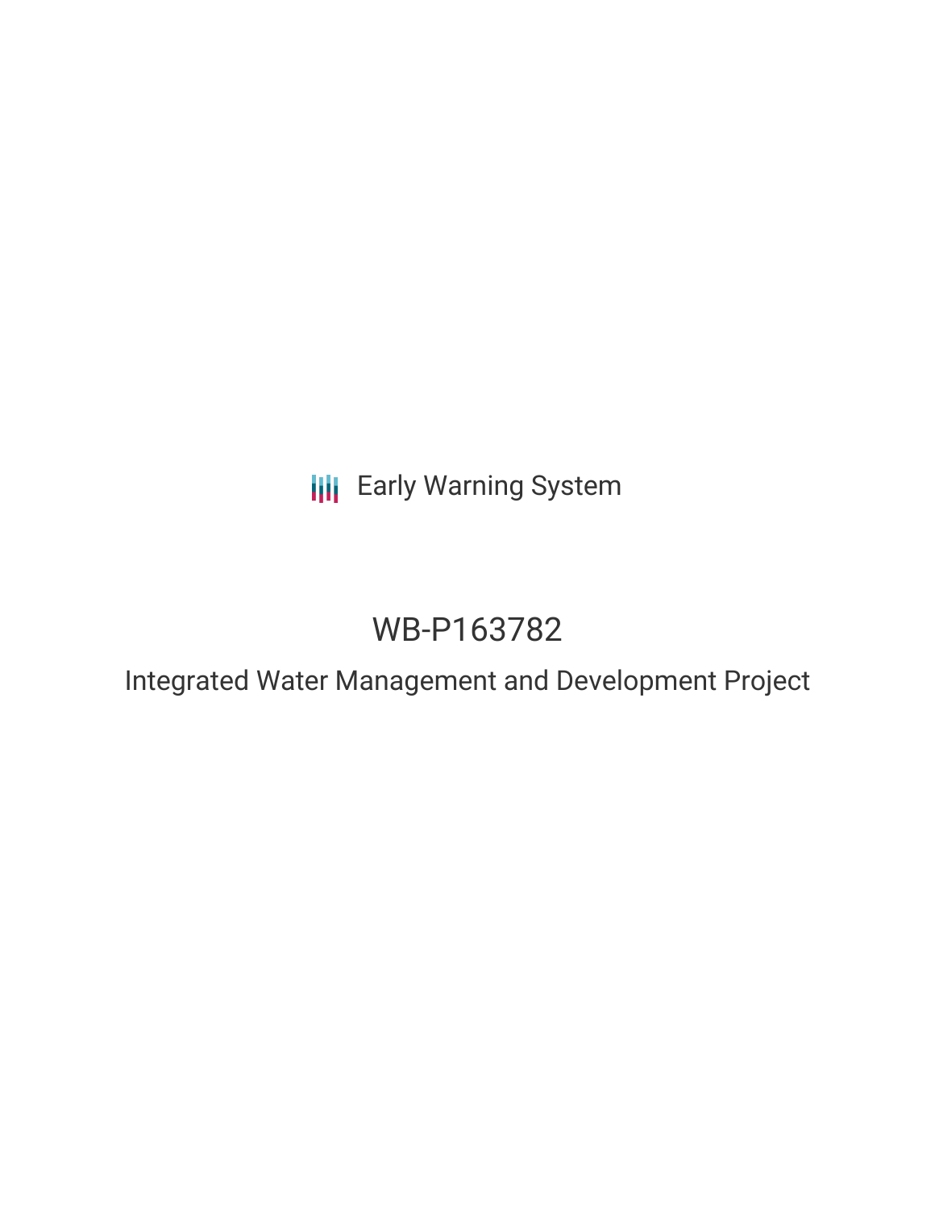Early Warning System

# WB-P163782

## Integrated Water Management and Development Project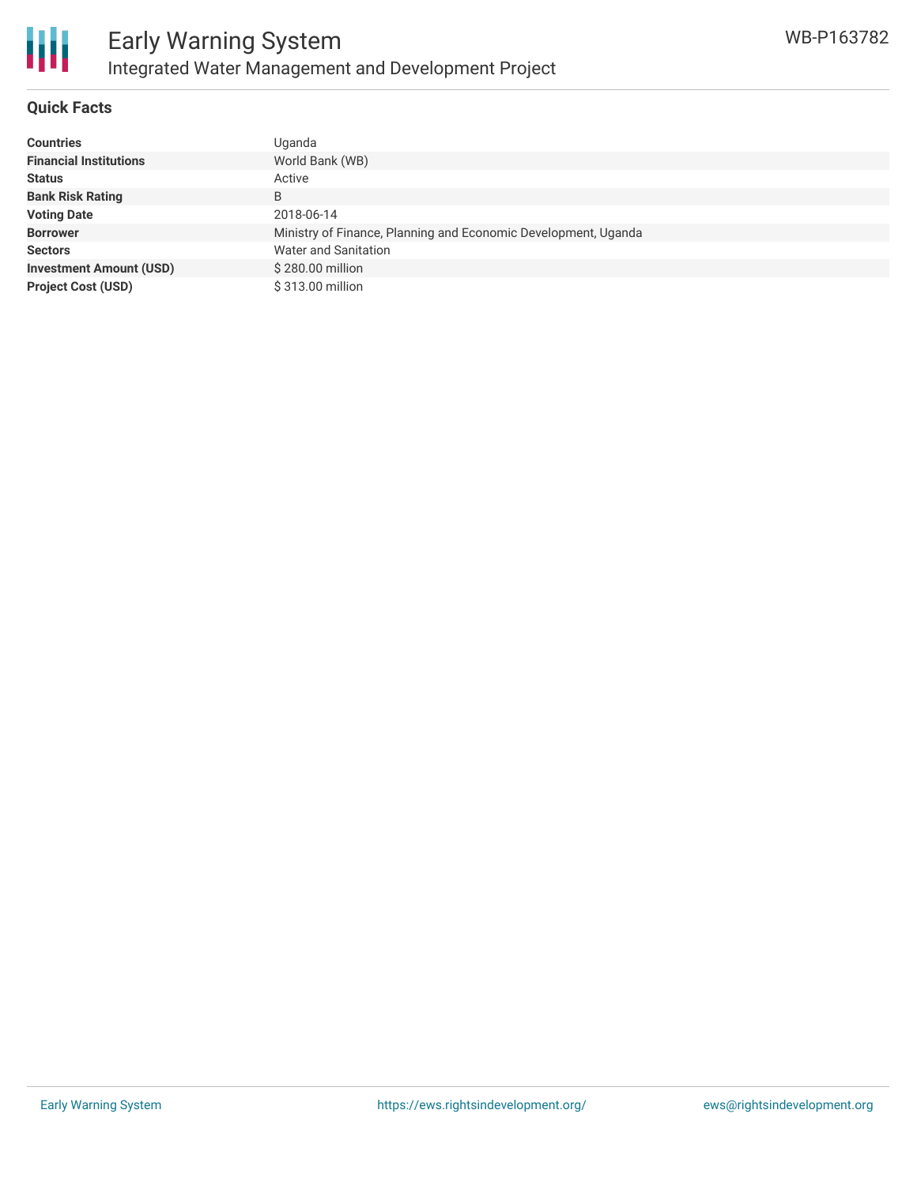## Quick Facts

| | |
|---|---|
| **Countries** | Uganda |
| **Financial Institutions** | World Bank (WB) |
| **Status** | Active |
| **Bank Risk Rating** | B |
| **Voting Date** | 2018-06-14 |
| **Borrower** | Ministry of Finance, Planning and Economic Development, Uganda |
| **Sectors** | Water and Sanitation |
| **Investment Amount (USD)** | $ 280.00 million |
| **Project Cost (USD)** | $ 313.00 million |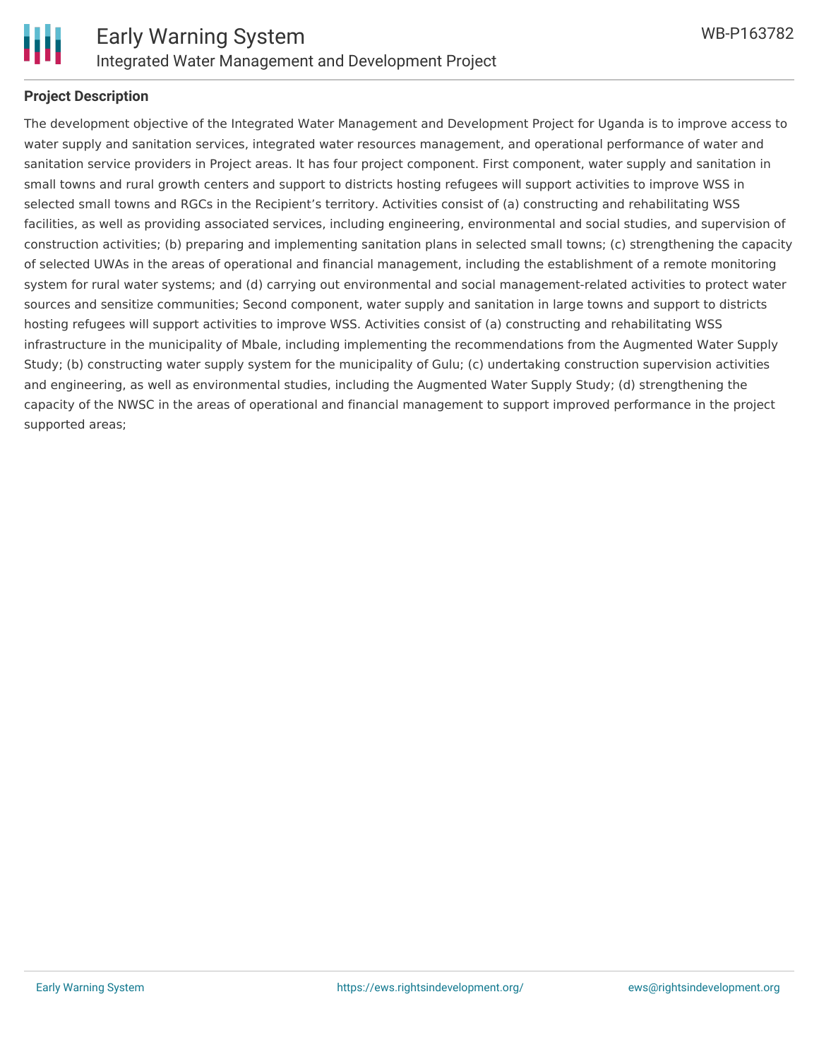**Project Description**

The development objective of the Integrated Water Management and Development Project for Uganda is to improve access to water supply and sanitation services, integrated water resources management, and operational performance of water and sanitation service providers in Project areas. It has four project component. First component, water supply and sanitation in small towns and rural growth centers and support to districts hosting refugees will support activities to improve WSS in selected small towns and RGCs in the Recipient's territory. Activities consist of (a) constructing and rehabilitating WSS facilities, as well as providing associated services, including engineering, environmental and social studies, and supervision of construction activities; (b) preparing and implementing sanitation plans in selected small towns; (c) strengthening the capacity of selected UWAs in the areas of operational and financial management, including the establishment of a remote monitoring system for rural water systems; and (d) carrying out environmental and social management-related activities to protect water sources and sensitize communities; Second component, water supply and sanitation in large towns and support to districts hosting refugees will support activities to improve WSS. Activities consist of (a) constructing and rehabilitating WSS infrastructure in the municipality of Mbale, including implementing the recommendations from the Augmented Water Supply Study; (b) constructing water supply system for the municipality of Gulu; (c) undertaking construction supervision activities and engineering, as well as environmental studies, including the Augmented Water Supply Study; (d) strengthening the capacity of the NWSC in the areas of operational and financial management to support improved performance in the project supported areas;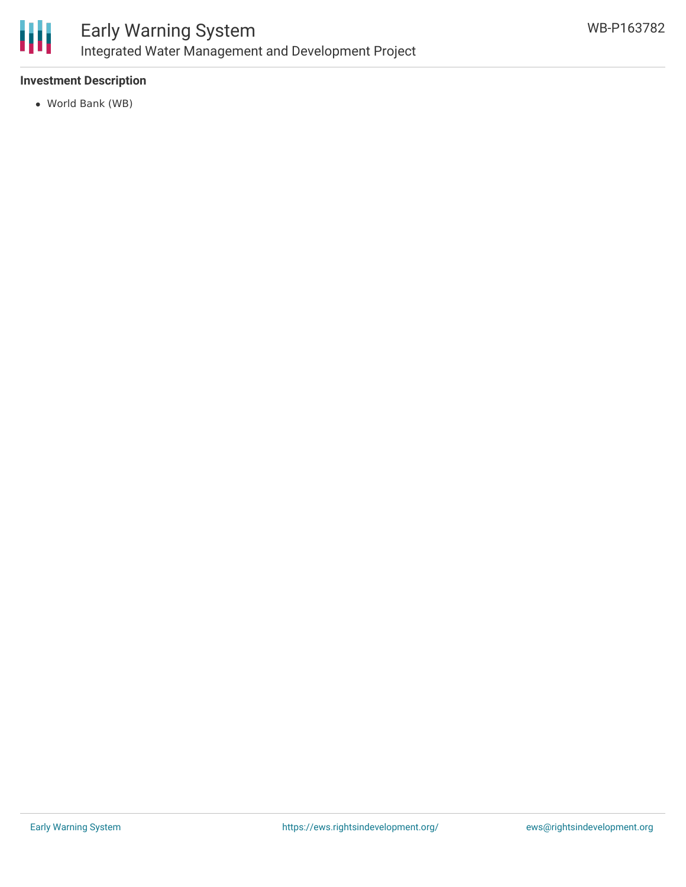### Investment Description

- World Bank (WB)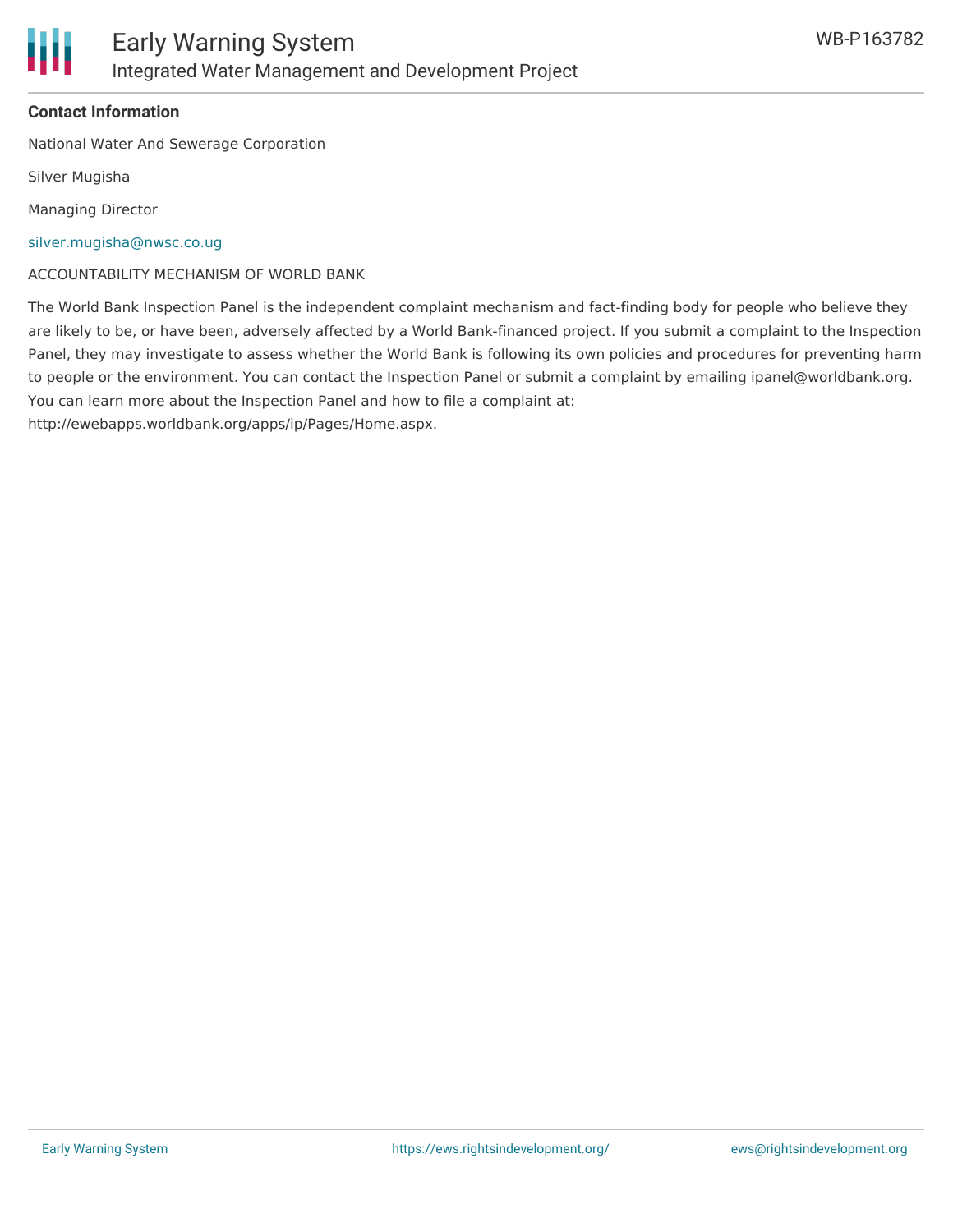**Contact Information**

National Water And Sewerage Corporation

Silver Mugisha

Managing Director

silver.mugisha@nwsc.co.ug

ACCOUNTABILITY MECHANISM OF WORLD BANK

The World Bank Inspection Panel is the independent complaint mechanism and fact-finding body for people who believe they are likely to be, or have been, adversely affected by a World Bank-financed project. If you submit a complaint to the Inspection Panel, they may investigate to assess whether the World Bank is following its own policies and procedures for preventing harm to people or the environment. You can contact the Inspection Panel or submit a complaint by emailing ipanel@worldbank.org. You can learn more about the Inspection Panel and how to file a complaint at: http://ewebapps.worldbank.org/apps/ip/Pages/Home.aspx.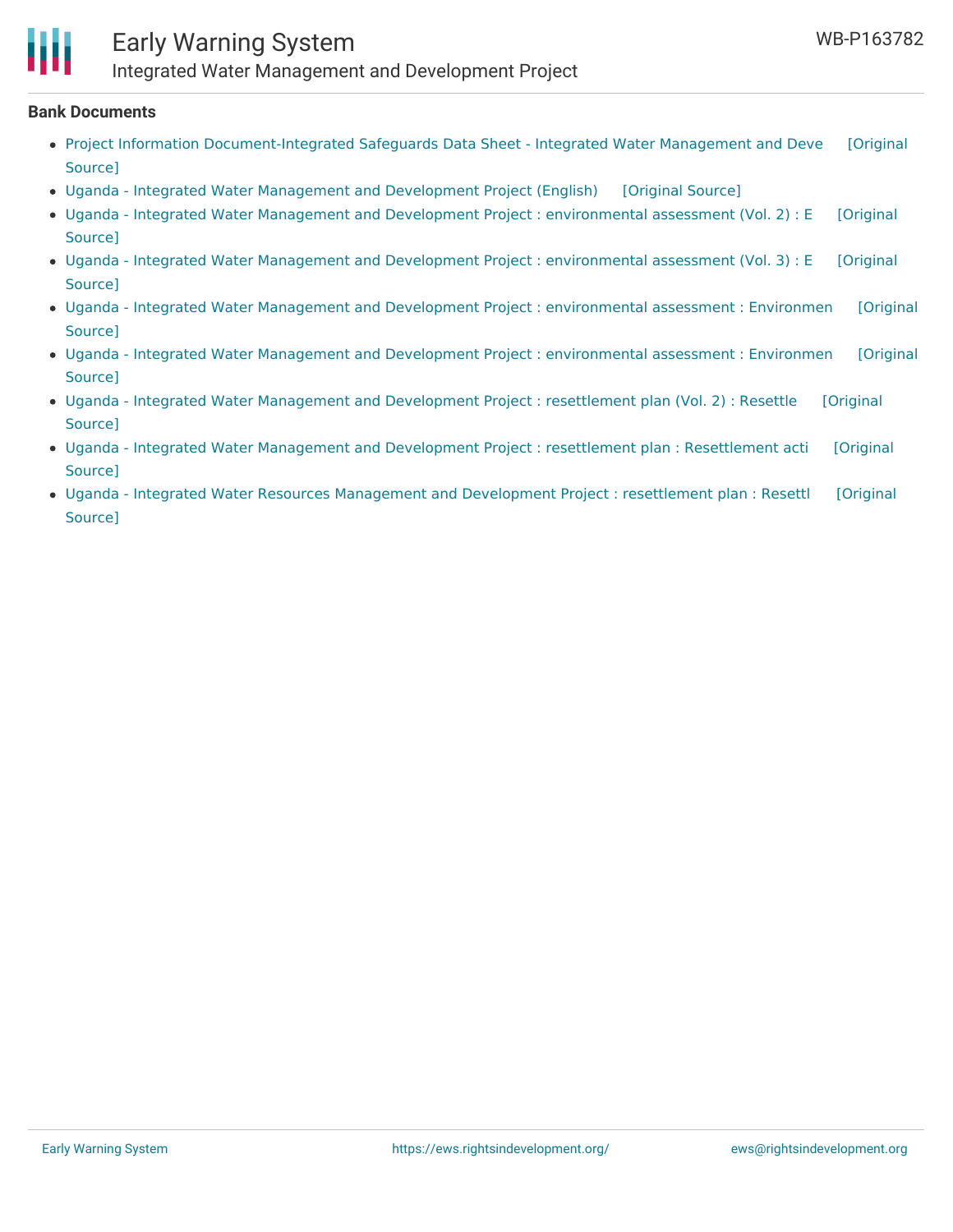## Bank Documents

- Project Information Document-Integrated Safeguards Data Sheet - Integrated Water Management and Deve [Original Source]
- Uganda - Integrated Water Management and Development Project (English) [Original Source]
- Uganda - Integrated Water Management and Development Project : environmental assessment (Vol. 2) : E [Original Source]
- Uganda - Integrated Water Management and Development Project : environmental assessment (Vol. 3) : E [Original Source]
- Uganda - Integrated Water Management and Development Project : environmental assessment : Environmen [Original Source]
- Uganda - Integrated Water Management and Development Project : environmental assessment : Environmen [Original Source]
- Uganda - Integrated Water Management and Development Project : resettlement plan (Vol. 2) : Resettle [Original Source]
- Uganda - Integrated Water Management and Development Project : resettlement plan : Resettlement acti [Original Source]
- Uganda - Integrated Water Resources Management and Development Project : resettlement plan : Resettl [Original Source]